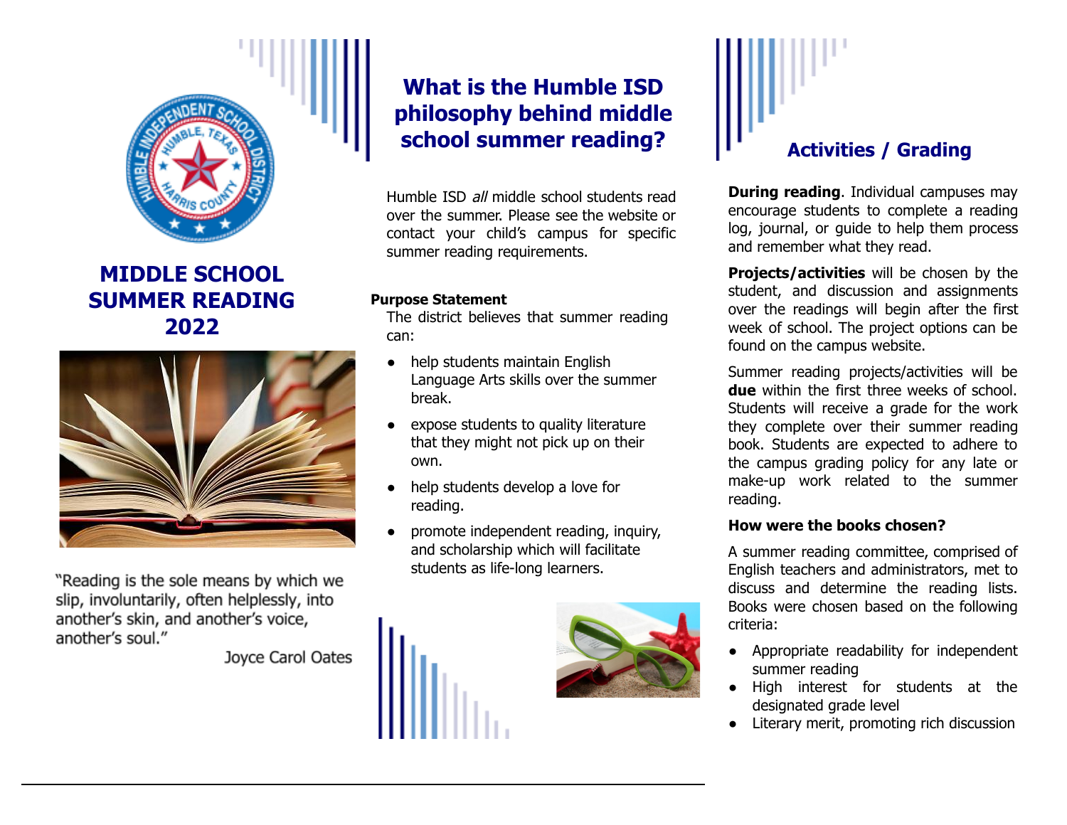# MIDDLE SCHOOL SUMMER READING 2022

"Reading is the sole means by which we slip, involuntarily, often helplessly, into another's skin, and another's voice, another's soul."

Joyce Carol Oates

## What is the Humble ISD philosophy behind middle school summer reading?

Humble ISD *all* middle school students read over the summer. Please see the website or contact your child's campus for specific summer reading requirements.

**Purpose Statement**

The district believes that summer reading can:

- help students maintain English Language Arts skills over the summer break.
- expose students to quality literature that they might not pick up on their own.
- help students develop a love for reading.
- promote independent reading, inquiry, and scholarship which will facilitate students as life-long learners.

## Activities / Grading

**During reading**. Individual campuses may encourage students to complete a reading log, journal, or guide to help them process and remember what they read.

**Projects/activities** will be chosen by the student, and discussion and assignments over the readings will begin after the first week of school. The project options can be found on the campus website.

Summer reading projects/activities will be **due** within the first three weeks of school. Students will receive a grade for the work they complete over their summer reading book. Students are expected to adhere to the campus grading policy for any late or make-up work related to the summer reading.

**How were the books chosen?**

A summer reading committee, comprised of English teachers and administrators, met to discuss and determine the reading lists. Books were chosen based on the following criteria:

- Appropriate readability for independent summer reading
- High interest for students at the designated grade level
- Literary merit, promoting rich discussion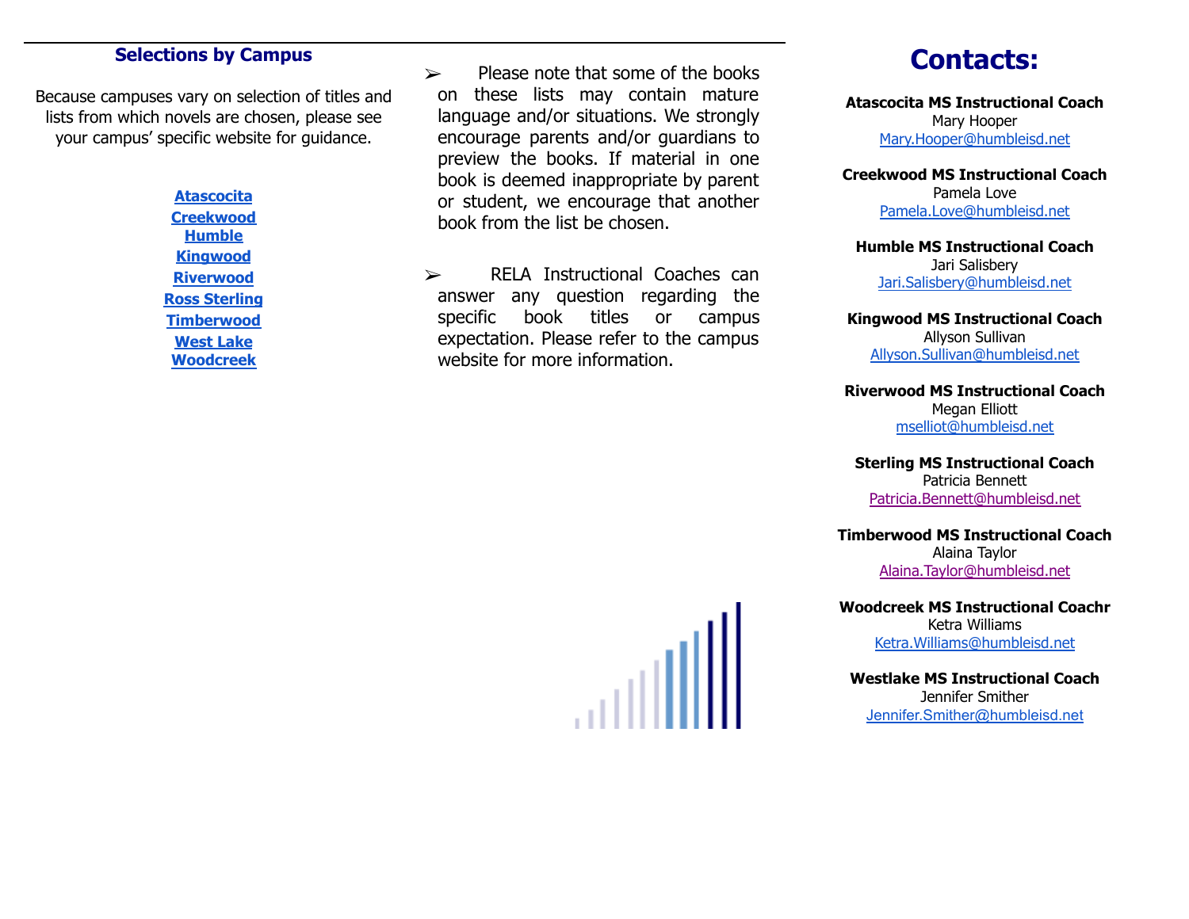## Selections by Campus

Because campuses vary on selection of titles and lists from which novels are chosen, please see your campus' specific website for guidance.

**Atascocita**
**Creekwood**
**Humble**
**Kingwood**
**Riverwood**
**Ross Sterling**
**Timberwood**
**West Lake**
**Woodcreek**

- Please note that some of the books on these lists may contain mature language and/or situations. We strongly encourage parents and/or guardians to preview the books. If material in one book is deemed inappropriate by parent or student, we encourage that another book from the list be chosen.

- RELA Instructional Coaches can answer any question regarding the specific book titles or campus expectation. Please refer to the campus website for more information.

# Contacts:

**Atascocita MS Instructional Coach**
Mary Hooper
Mary.Hooper@humbleisd.net

**Creekwood MS Instructional Coach**
Pamela Love
Pamela.Love@humbleisd.net

**Humble MS Instructional Coach**
Jari Salisbery
Jari.Salisbery@humbleisd.net

**Kingwood MS Instructional Coach**
Allyson Sullivan
Allyson.Sullivan@humbleisd.net

**Riverwood MS Instructional Coach**
Megan Elliott
mselliot@humbleisd.net

**Sterling MS Instructional Coach**
Patricia Bennett
Patricia.Bennett@humbleisd.net

**Timberwood MS Instructional Coach**
Alaina Taylor
Alaina.Taylor@humbleisd.net

**Woodcreek MS Instructional Coachr**
Ketra Williams
Ketra.Williams@humbleisd.net

**Westlake MS Instructional Coach**
Jennifer Smither
Jennifer.Smither@humbleisd.net